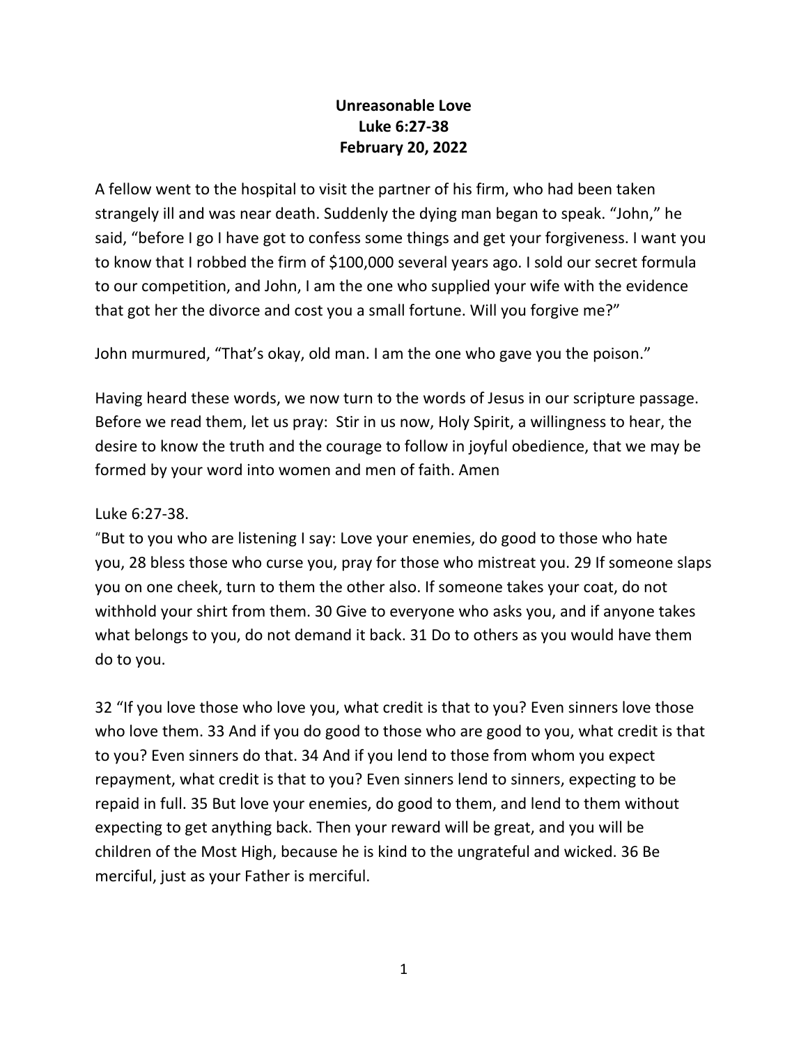**Unreasonable Love**
**Luke 6:27-38**
**February 20, 2022**

A fellow went to the hospital to visit the partner of his firm, who had been taken strangely ill and was near death. Suddenly the dying man began to speak. "John," he said, "before I go I have got to confess some things and get your forgiveness. I want you to know that I robbed the firm of $100,000 several years ago. I sold our secret formula to our competition, and John, I am the one who supplied your wife with the evidence that got her the divorce and cost you a small fortune. Will you forgive me?"

John murmured, "That's okay, old man. I am the one who gave you the poison."

Having heard these words, we now turn to the words of Jesus in our scripture passage. Before we read them, let us pray: Stir in us now, Holy Spirit, a willingness to hear, the desire to know the truth and the courage to follow in joyful obedience, that we may be formed by your word into women and men of faith. Amen

Luke 6:27-38.
"But to you who are listening I say: Love your enemies, do good to those who hate you, 28 bless those who curse you, pray for those who mistreat you. 29 If someone slaps you on one cheek, turn to them the other also. If someone takes your coat, do not withhold your shirt from them. 30 Give to everyone who asks you, and if anyone takes what belongs to you, do not demand it back. 31 Do to others as you would have them do to you.

32 "If you love those who love you, what credit is that to you? Even sinners love those who love them. 33 And if you do good to those who are good to you, what credit is that to you? Even sinners do that. 34 And if you lend to those from whom you expect repayment, what credit is that to you? Even sinners lend to sinners, expecting to be repaid in full. 35 But love your enemies, do good to them, and lend to them without expecting to get anything back. Then your reward will be great, and you will be children of the Most High, because he is kind to the ungrateful and wicked. 36 Be merciful, just as your Father is merciful.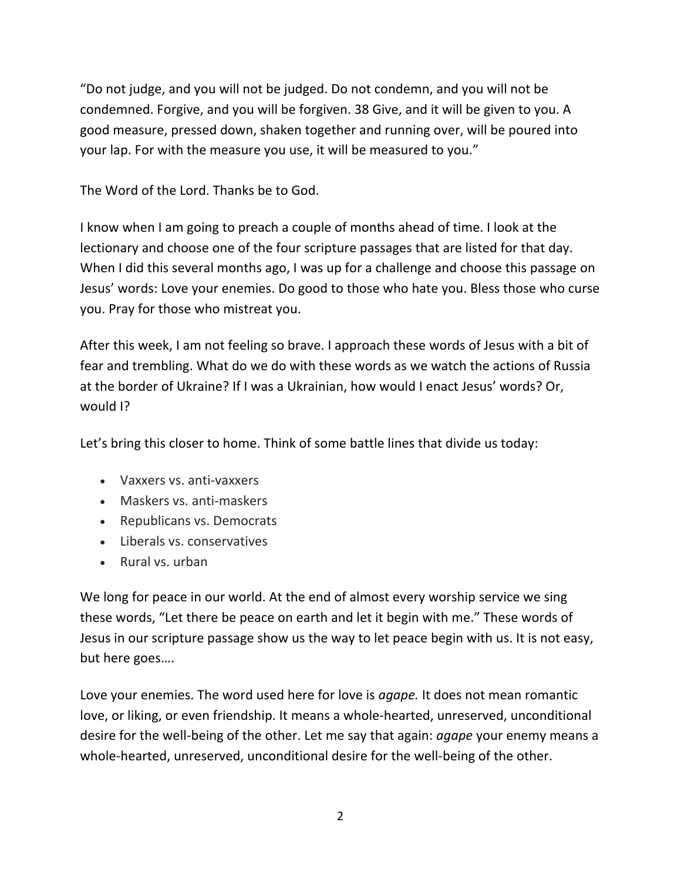"Do not judge, and you will not be judged. Do not condemn, and you will not be condemned. Forgive, and you will be forgiven. 38 Give, and it will be given to you. A good measure, pressed down, shaken together and running over, will be poured into your lap. For with the measure you use, it will be measured to you."

The Word of the Lord. Thanks be to God.

I know when I am going to preach a couple of months ahead of time. I look at the lectionary and choose one of the four scripture passages that are listed for that day. When I did this several months ago, I was up for a challenge and choose this passage on Jesus' words: Love your enemies. Do good to those who hate you. Bless those who curse you. Pray for those who mistreat you.

After this week, I am not feeling so brave. I approach these words of Jesus with a bit of fear and trembling. What do we do with these words as we watch the actions of Russia at the border of Ukraine? If I was a Ukrainian, how would I enact Jesus' words? Or, would I?

Let's bring this closer to home. Think of some battle lines that divide us today:

- Vaxxers vs. anti-vaxxers
- Maskers vs. anti-maskers
- Republicans vs. Democrats
- Liberals vs. conservatives
- Rural vs. urban

We long for peace in our world. At the end of almost every worship service we sing these words, "Let there be peace on earth and let it begin with me." These words of Jesus in our scripture passage show us the way to let peace begin with us. It is not easy, but here goes….

Love your enemies. The word used here for love is *agape.* It does not mean romantic love, or liking, or even friendship. It means a whole-hearted, unreserved, unconditional desire for the well-being of the other. Let me say that again: *agape* your enemy means a whole-hearted, unreserved, unconditional desire for the well-being of the other.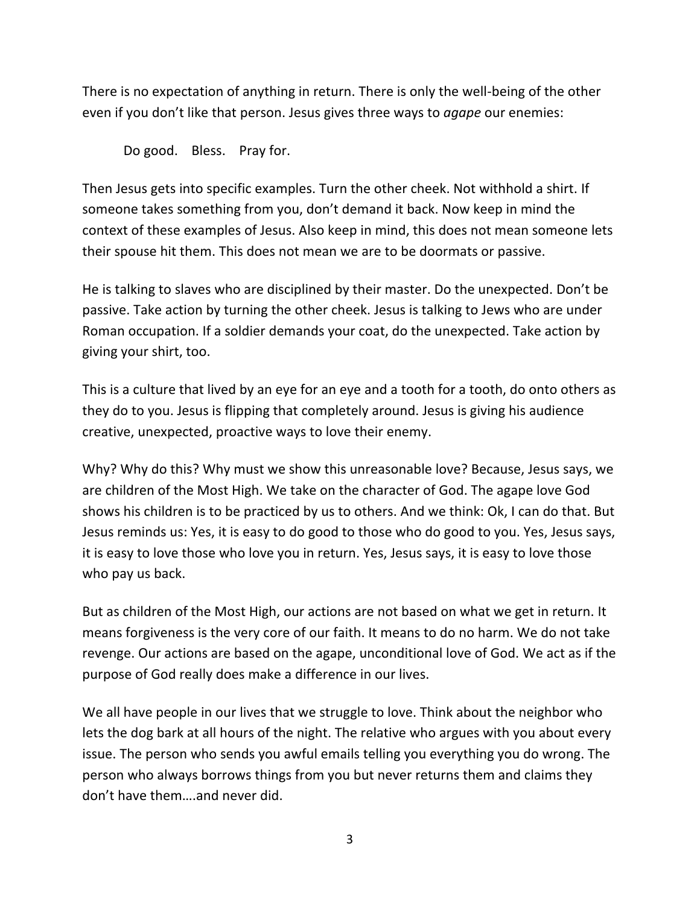There is no expectation of anything in return. There is only the well-being of the other even if you don't like that person. Jesus gives three ways to *agape* our enemies:

Do good.    Bless.    Pray for.

Then Jesus gets into specific examples. Turn the other cheek. Not withhold a shirt. If someone takes something from you, don't demand it back. Now keep in mind the context of these examples of Jesus. Also keep in mind, this does not mean someone lets their spouse hit them. This does not mean we are to be doormats or passive.

He is talking to slaves who are disciplined by their master. Do the unexpected. Don't be passive. Take action by turning the other cheek. Jesus is talking to Jews who are under Roman occupation. If a soldier demands your coat, do the unexpected. Take action by giving your shirt, too.

This is a culture that lived by an eye for an eye and a tooth for a tooth, do onto others as they do to you. Jesus is flipping that completely around. Jesus is giving his audience creative, unexpected, proactive ways to love their enemy.

Why? Why do this? Why must we show this unreasonable love? Because, Jesus says, we are children of the Most High. We take on the character of God. The agape love God shows his children is to be practiced by us to others. And we think: Ok, I can do that. But Jesus reminds us: Yes, it is easy to do good to those who do good to you. Yes, Jesus says, it is easy to love those who love you in return. Yes, Jesus says, it is easy to love those who pay us back.

But as children of the Most High, our actions are not based on what we get in return. It means forgiveness is the very core of our faith. It means to do no harm. We do not take revenge. Our actions are based on the agape, unconditional love of God. We act as if the purpose of God really does make a difference in our lives.

We all have people in our lives that we struggle to love. Think about the neighbor who lets the dog bark at all hours of the night. The relative who argues with you about every issue. The person who sends you awful emails telling you everything you do wrong. The person who always borrows things from you but never returns them and claims they don't have them….and never did.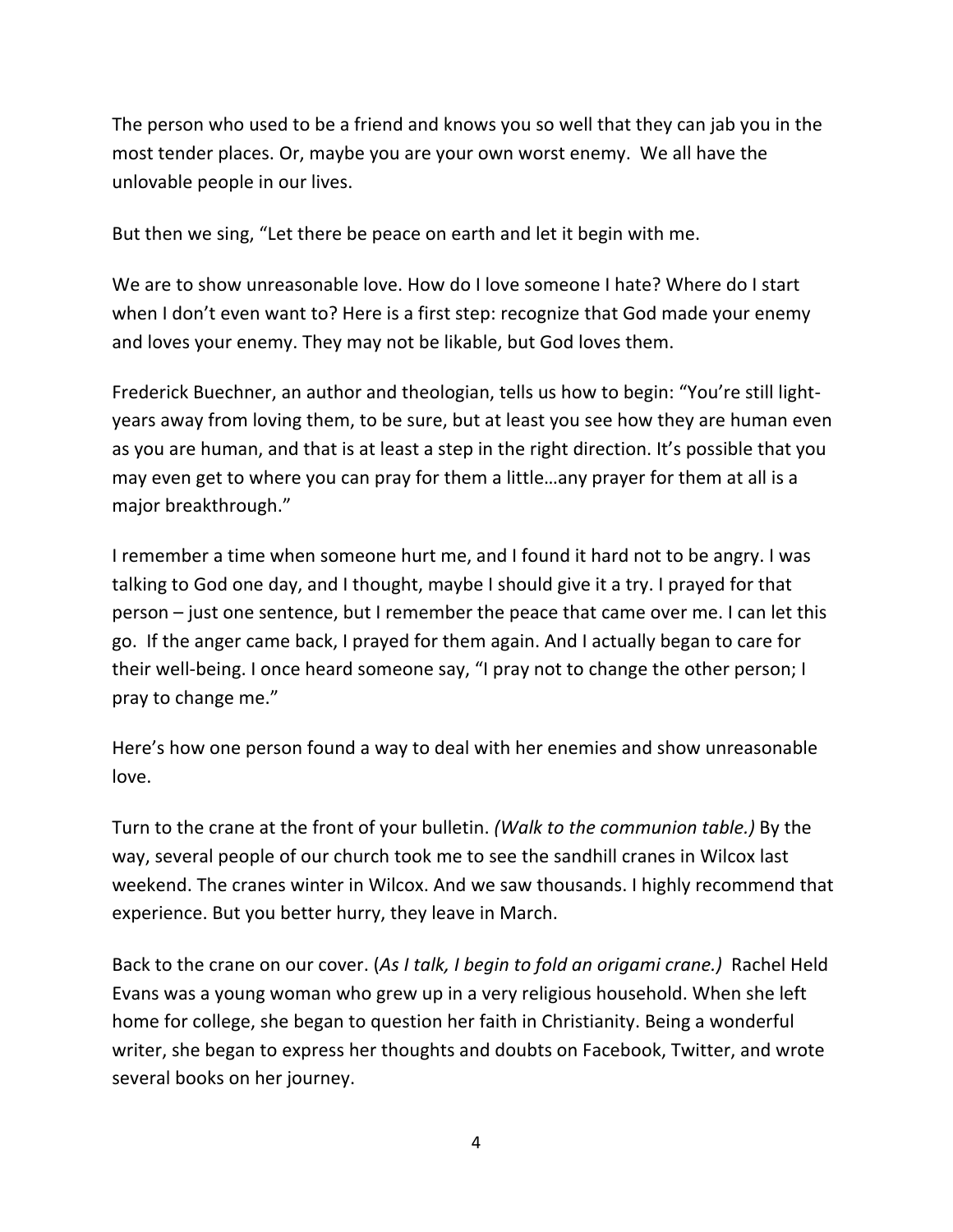The person who used to be a friend and knows you so well that they can jab you in the most tender places. Or, maybe you are your own worst enemy. We all have the unlovable people in our lives.

But then we sing, “Let there be peace on earth and let it begin with me.

We are to show unreasonable love. How do I love someone I hate? Where do I start when I don’t even want to? Here is a first step: recognize that God made your enemy and loves your enemy. They may not be likable, but God loves them.

Frederick Buechner, an author and theologian, tells us how to begin: “You’re still light-years away from loving them, to be sure, but at least you see how they are human even as you are human, and that is at least a step in the right direction. It’s possible that you may even get to where you can pray for them a little…any prayer for them at all is a major breakthrough.”

I remember a time when someone hurt me, and I found it hard not to be angry. I was talking to God one day, and I thought, maybe I should give it a try. I prayed for that person – just one sentence, but I remember the peace that came over me. I can let this go. If the anger came back, I prayed for them again. And I actually began to care for their well-being. I once heard someone say, “I pray not to change the other person; I pray to change me.”

Here’s how one person found a way to deal with her enemies and show unreasonable love.

Turn to the crane at the front of your bulletin. *(Walk to the communion table.)* By the way, several people of our church took me to see the sandhill cranes in Wilcox last weekend. The cranes winter in Wilcox. And we saw thousands. I highly recommend that experience. But you better hurry, they leave in March.

Back to the crane on our cover. (*As I talk, I begin to fold an origami crane.)* Rachel Held Evans was a young woman who grew up in a very religious household. When she left home for college, she began to question her faith in Christianity. Being a wonderful writer, she began to express her thoughts and doubts on Facebook, Twitter, and wrote several books on her journey.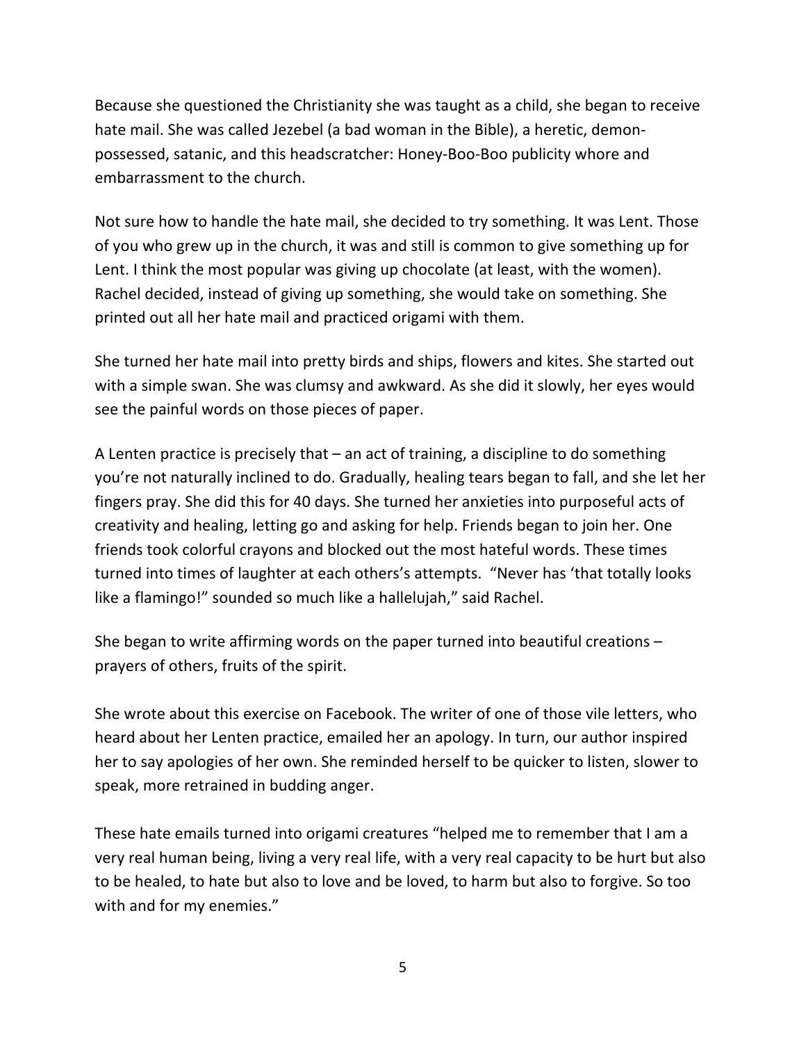Because she questioned the Christianity she was taught as a child, she began to receive hate mail. She was called Jezebel (a bad woman in the Bible), a heretic, demon-possessed, satanic, and this headscratcher: Honey-Boo-Boo publicity whore and embarrassment to the church.

Not sure how to handle the hate mail, she decided to try something. It was Lent. Those of you who grew up in the church, it was and still is common to give something up for Lent. I think the most popular was giving up chocolate (at least, with the women). Rachel decided, instead of giving up something, she would take on something. She printed out all her hate mail and practiced origami with them.

She turned her hate mail into pretty birds and ships, flowers and kites. She started out with a simple swan. She was clumsy and awkward. As she did it slowly, her eyes would see the painful words on those pieces of paper.

A Lenten practice is precisely that – an act of training, a discipline to do something you're not naturally inclined to do. Gradually, healing tears began to fall, and she let her fingers pray. She did this for 40 days. She turned her anxieties into purposeful acts of creativity and healing, letting go and asking for help. Friends began to join her. One friends took colorful crayons and blocked out the most hateful words. These times turned into times of laughter at each others's attempts. "Never has 'that totally looks like a flamingo!" sounded so much like a hallelujah," said Rachel.

She began to write affirming words on the paper turned into beautiful creations – prayers of others, fruits of the spirit.

She wrote about this exercise on Facebook. The writer of one of those vile letters, who heard about her Lenten practice, emailed her an apology. In turn, our author inspired her to say apologies of her own. She reminded herself to be quicker to listen, slower to speak, more retrained in budding anger.

These hate emails turned into origami creatures "helped me to remember that I am a very real human being, living a very real life, with a very real capacity to be hurt but also to be healed, to hate but also to love and be loved, to harm but also to forgive. So too with and for my enemies."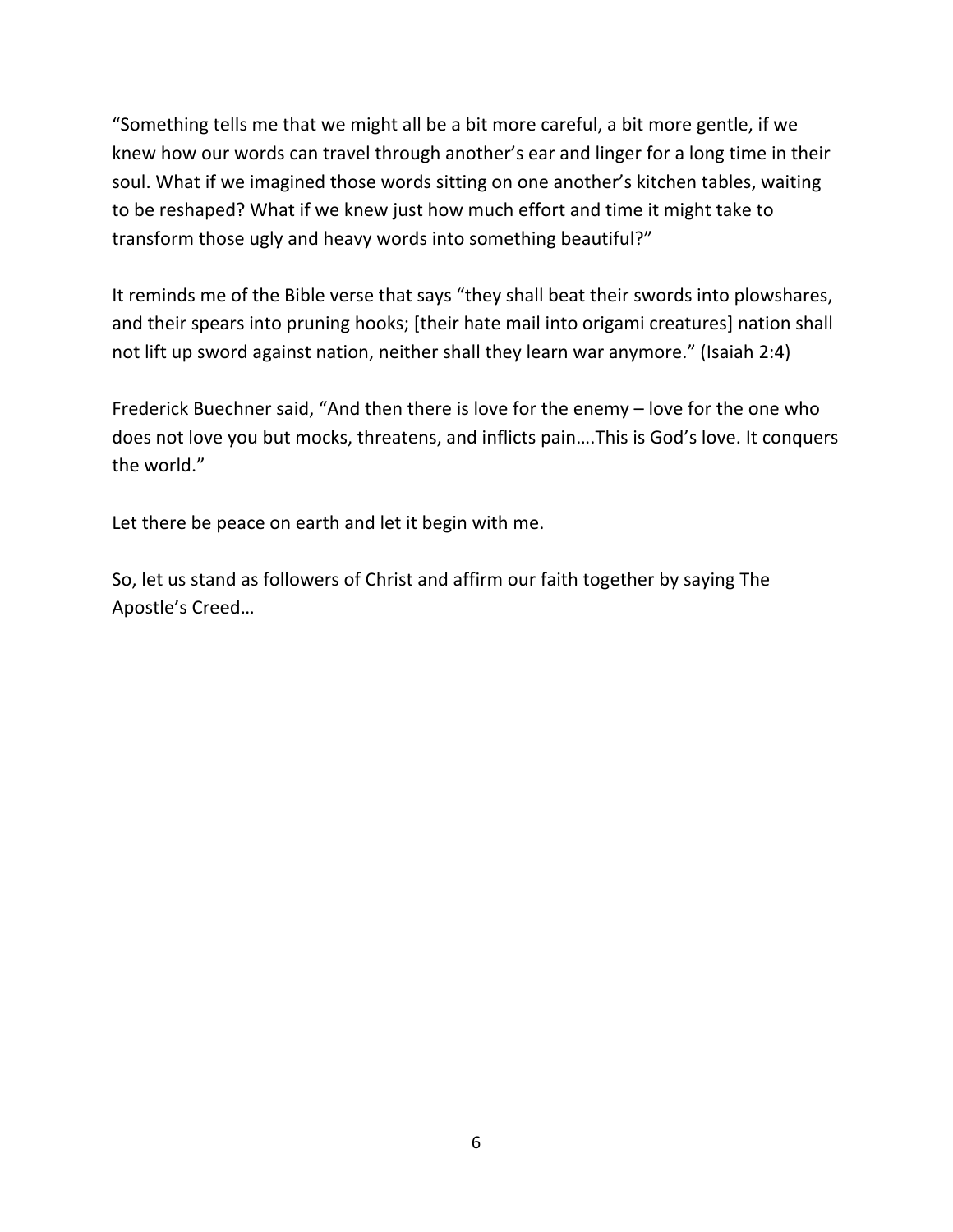“Something tells me that we might all be a bit more careful, a bit more gentle, if we knew how our words can travel through another’s ear and linger for a long time in their soul. What if we imagined those words sitting on one another’s kitchen tables, waiting to be reshaped? What if we knew just how much effort and time it might take to transform those ugly and heavy words into something beautiful?”

It reminds me of the Bible verse that says “they shall beat their swords into plowshares, and their spears into pruning hooks; [their hate mail into origami creatures] nation shall not lift up sword against nation, neither shall they learn war anymore.” (Isaiah 2:4)

Frederick Buechner said, “And then there is love for the enemy – love for the one who does not love you but mocks, threatens, and inflicts pain….This is God’s love. It conquers the world.”

Let there be peace on earth and let it begin with me.

So, let us stand as followers of Christ and affirm our faith together by saying The Apostle’s Creed…